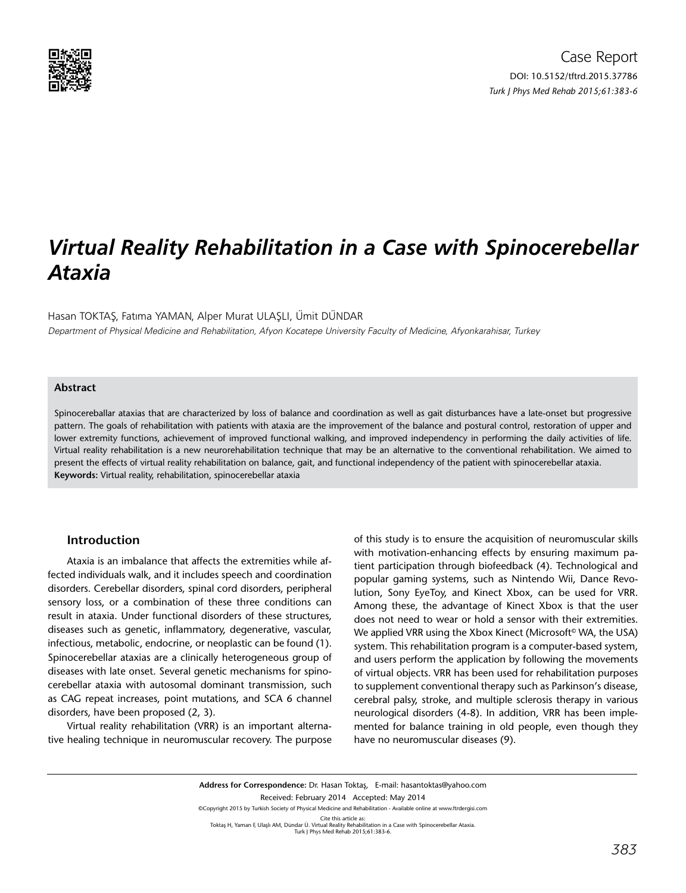Case Report

DOI: 10.5152/tftrd.2015.37786

# Virtual Reality Rehabilitation in a Case with Spinocerebellar Ataxia

Hasan TOKTAŞ, Fatıma YAMAN, Alper Murat ULAŞLI, Ümit DÜNDAR

*Department of Physical Medicine and Rehabilitation, Afyon Kocatepe University Faculty of Medicine, Afyonkarahisar, Turkey*

### Abstract

Spinocereballar ataxias that are characterized by loss of balance and coordination as well as gait disturbances have a late-onset but progressive pattern. The goals of rehabilitation with patients with ataxia are the improvement of the balance and postural control, restoration of upper and lower extremity functions, achievement of improved functional walking, and improved independency in performing the daily activities of life. Virtual reality rehabilitation is a new neurorehabilitation technique that may be an alternative to the conventional rehabilitation. We aimed to present the effects of virtual reality rehabilitation on balance, gait, and functional independency of the patient with spinocerebellar ataxia.

**Keywords:** Virtual reality, rehabilitation, spinocerebellar ataxia

## Introduction

Ataxia is an imbalance that affects the extremities while affected individuals walk, and it includes speech and coordination disorders. Cerebellar disorders, spinal cord disorders, peripheral sensory loss, or a combination of these three conditions can result in ataxia. Under functional disorders of these structures, diseases such as genetic, inflammatory, degenerative, vascular, infectious, metabolic, endocrine, or neoplastic can be found (1). Spinocerebellar ataxias are a clinically heterogeneous group of diseases with late onset. Several genetic mechanisms for spinocerebellar ataxia with autosomal dominant transmission, such as CAG repeat increases, point mutations, and SCA 6 channel disorders, have been proposed (2, 3).

Virtual reality rehabilitation (VRR) is an important alternative healing technique in neuromuscular recovery. The purpose of this study is to ensure the acquisition of neuromuscular skills with motivation-enhancing effects by ensuring maximum patient participation through biofeedback (4). Technological and popular gaming systems, such as Nintendo Wii, Dance Revolution, Sony EyeToy, and Kinect Xbox, can be used for VRR. Among these, the advantage of Kinect Xbox is that the user does not need to wear or hold a sensor with their extremities. We applied VRR using the Xbox Kinect (Microsoft© WA, the USA) system. This rehabilitation program is a computer-based system, and users perform the application by following the movements of virtual objects. VRR has been used for rehabilitation purposes to supplement conventional therapy such as Parkinson's disease, cerebral palsy, stroke, and multiple sclerosis therapy in various neurological disorders (4-8). In addition, VRR has been implemented for balance training in old people, even though they have no neuromuscular diseases (9).

**Address for Correspondence:** Dr. Hasan Toktaş, E-mail: hasantoktas@yahoo.com

Received: February 2014 Accepted: May 2014

©Copyright 2015 by Turkish Society of Physical Medicine and Rehabilitation - Available online at www.ftrdergisi.com

Cite this article as:
Toktaş H, Yaman F, Ulaşlı AM, Dündar Ü. Virtual Reality Rehabilitation in a Case with Spinocerebellar Ataxia. Turk J Phys Med Rehab 2015;61:383-6.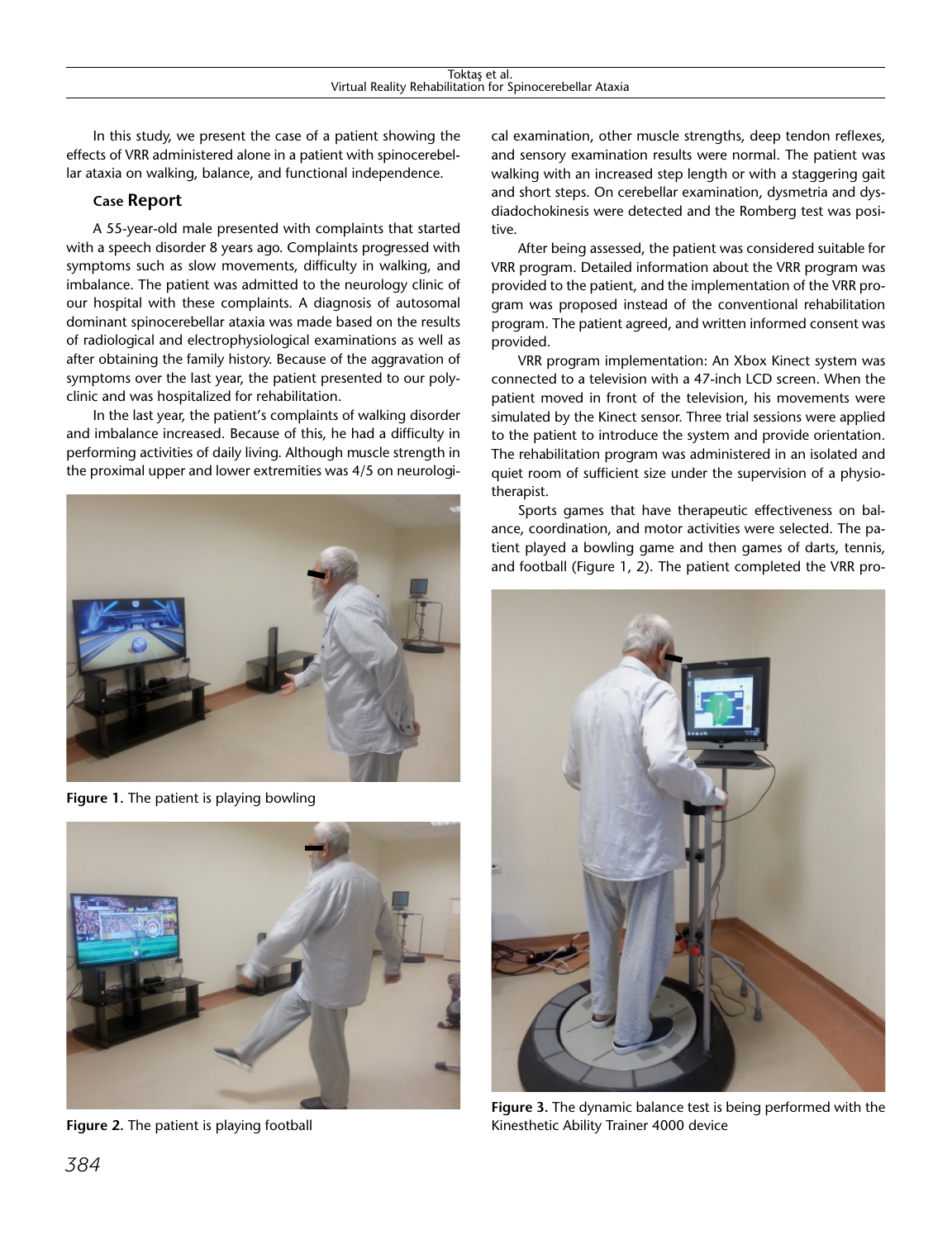In this study, we present the case of a patient showing the effects of VRR administered alone in a patient with spinocerebellar ataxia on walking, balance, and functional independence.

## Case Report

A 55-year-old male presented with complaints that started with a speech disorder 8 years ago. Complaints progressed with symptoms such as slow movements, difficulty in walking, and imbalance. The patient was admitted to the neurology clinic of our hospital with these complaints. A diagnosis of autosomal dominant spinocerebellar ataxia was made based on the results of radiological and electrophysiological examinations as well as after obtaining the family history. Because of the aggravation of symptoms over the last year, the patient presented to our polyclinic and was hospitalized for rehabilitation.

In the last year, the patient's complaints of walking disorder and imbalance increased. Because of this, he had a difficulty in performing activities of daily living. Although muscle strength in the proximal upper and lower extremities was 4/5 on neurological examination, other muscle strengths, deep tendon reflexes, and sensory examination results were normal. The patient was walking with an increased step length or with a staggering gait and short steps. On cerebellar examination, dysmetria and dysdiadochokinesis were detected and the Romberg test was positive.

Figure 1. The patient is playing bowling

Figure 2. The patient is playing football

After being assessed, the patient was considered suitable for VRR program. Detailed information about the VRR program was provided to the patient, and the implementation of the VRR program was proposed instead of the conventional rehabilitation program. The patient agreed, and written informed consent was provided.

VRR program implementation: An Xbox Kinect system was connected to a television with a 47-inch LCD screen. When the patient moved in front of the television, his movements were simulated by the Kinect sensor. Three trial sessions were applied to the patient to introduce the system and provide orientation. The rehabilitation program was administered in an isolated and quiet room of sufficient size under the supervision of a physiotherapist.

Sports games that have therapeutic effectiveness on balance, coordination, and motor activities were selected. The patient played a bowling game and then games of darts, tennis, and football (Figure 1, 2). The patient completed the VRR pro-

Figure 3. The dynamic balance test is being performed with the Kinesthetic Ability Trainer 4000 device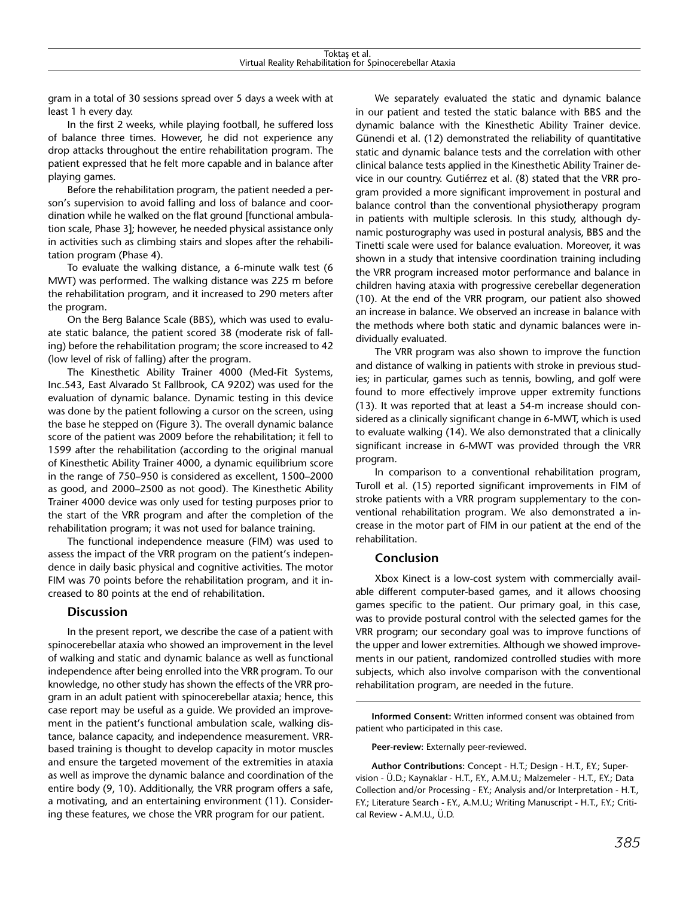gram in a total of 30 sessions spread over 5 days a week with at least 1 h every day.

In the first 2 weeks, while playing football, he suffered loss of balance three times. However, he did not experience any drop attacks throughout the entire rehabilitation program. The patient expressed that he felt more capable and in balance after playing games.

Before the rehabilitation program, the patient needed a person's supervision to avoid falling and loss of balance and coordination while he walked on the flat ground [functional ambulation scale, Phase 3]; however, he needed physical assistance only in activities such as climbing stairs and slopes after the rehabilitation program (Phase 4).

To evaluate the walking distance, a 6-minute walk test (6 MWT) was performed. The walking distance was 225 m before the rehabilitation program, and it increased to 290 meters after the program.

On the Berg Balance Scale (BBS), which was used to evaluate static balance, the patient scored 38 (moderate risk of falling) before the rehabilitation program; the score increased to 42 (low level of risk of falling) after the program.

The Kinesthetic Ability Trainer 4000 (Med-Fit Systems, Inc.543, East Alvarado St Fallbrook, CA 9202) was used for the evaluation of dynamic balance. Dynamic testing in this device was done by the patient following a cursor on the screen, using the base he stepped on (Figure 3). The overall dynamic balance score of the patient was 2009 before the rehabilitation; it fell to 1599 after the rehabilitation (according to the original manual of Kinesthetic Ability Trainer 4000, a dynamic equilibrium score in the range of 750–950 is considered as excellent, 1500–2000 as good, and 2000–2500 as not good). The Kinesthetic Ability Trainer 4000 device was only used for testing purposes prior to the start of the VRR program and after the completion of the rehabilitation program; it was not used for balance training.

The functional independence measure (FIM) was used to assess the impact of the VRR program on the patient's independence in daily basic physical and cognitive activities. The motor FIM was 70 points before the rehabilitation program, and it increased to 80 points at the end of rehabilitation.

## Discussion

In the present report, we describe the case of a patient with spinocerebellar ataxia who showed an improvement in the level of walking and static and dynamic balance as well as functional independence after being enrolled into the VRR program. To our knowledge, no other study has shown the effects of the VRR program in an adult patient with spinocerebellar ataxia; hence, this case report may be useful as a guide. We provided an improvement in the patient's functional ambulation scale, walking distance, balance capacity, and independence measurement. VRR-based training is thought to develop capacity in motor muscles and ensure the targeted movement of the extremities in ataxia as well as improve the dynamic balance and coordination of the entire body (9, 10). Additionally, the VRR program offers a safe, a motivating, and an entertaining environment (11). Considering these features, we chose the VRR program for our patient.

We separately evaluated the static and dynamic balance in our patient and tested the static balance with BBS and the dynamic balance with the Kinesthetic Ability Trainer device. Günendi et al. (12) demonstrated the reliability of quantitative static and dynamic balance tests and the correlation with other clinical balance tests applied in the Kinesthetic Ability Trainer device in our country. Gutiérrez et al. (8) stated that the VRR program provided a more significant improvement in postural and balance control than the conventional physiotherapy program in patients with multiple sclerosis. In this study, although dynamic posturography was used in postural analysis, BBS and the Tinetti scale were used for balance evaluation. Moreover, it was shown in a study that intensive coordination training including the VRR program increased motor performance and balance in children having ataxia with progressive cerebellar degeneration (10). At the end of the VRR program, our patient also showed an increase in balance. We observed an increase in balance with the methods where both static and dynamic balances were individually evaluated.

The VRR program was also shown to improve the function and distance of walking in patients with stroke in previous studies; in particular, games such as tennis, bowling, and golf were found to more effectively improve upper extremity functions (13). It was reported that at least a 54-m increase should considered as a clinically significant change in 6-MWT, which is used to evaluate walking (14). We also demonstrated that a clinically significant increase in 6-MWT was provided through the VRR program.

In comparison to a conventional rehabilitation program, Turoll et al. (15) reported significant improvements in FIM of stroke patients with a VRR program supplementary to the conventional rehabilitation program. We also demonstrated a increase in the motor part of FIM in our patient at the end of the rehabilitation.

## Conclusion

Xbox Kinect is a low-cost system with commercially available different computer-based games, and it allows choosing games specific to the patient. Our primary goal, in this case, was to provide postural control with the selected games for the VRR program; our secondary goal was to improve functions of the upper and lower extremities. Although we showed improvements in our patient, randomized controlled studies with more subjects, which also involve comparison with the conventional rehabilitation program, are needed in the future.

**Informed Consent:** Written informed consent was obtained from patient who participated in this case.

**Peer-review:** Externally peer-reviewed.

**Author Contributions:** Concept - H.T.; Design - H.T., F.Y.; Supervision - Ü.D.; Kaynaklar - H.T., F.Y., A.M.U.; Malzemeler - H.T., F.Y.; Data Collection and/or Processing - F.Y.; Analysis and/or Interpretation - H.T., F.Y.; Literature Search - F.Y., A.M.U.; Writing Manuscript - H.T., F.Y.; Critical Review - A.M.U., Ü.D.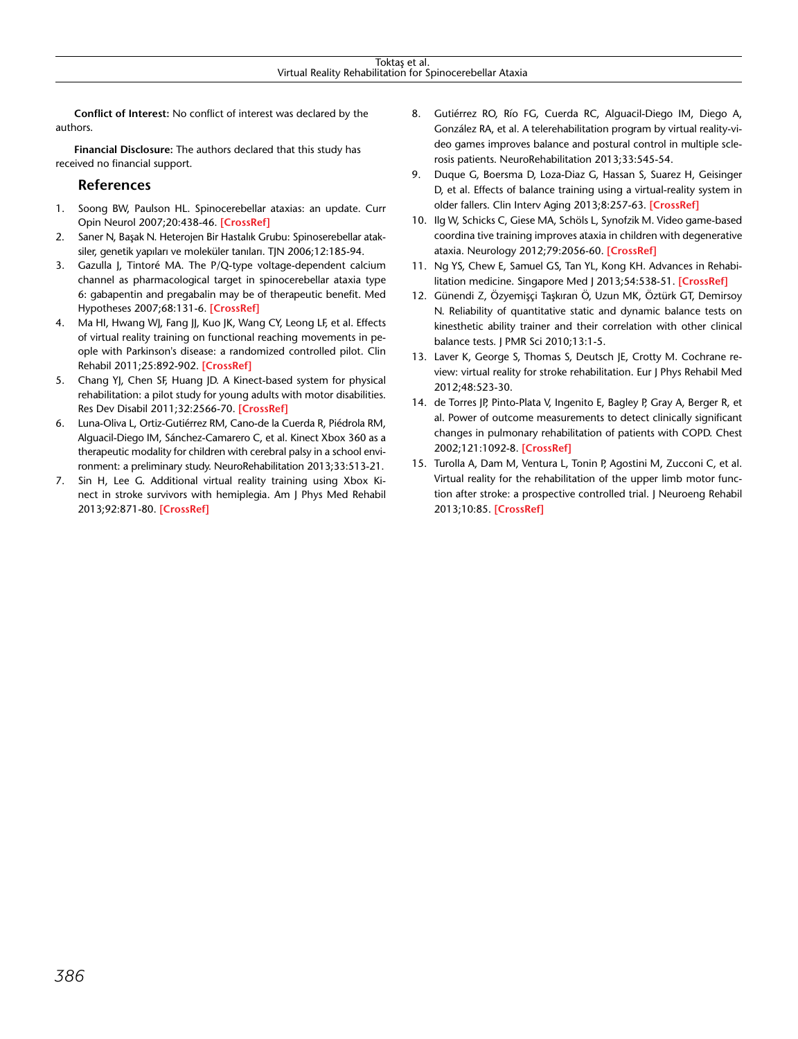**Conflict of Interest:** No conflict of interest was declared by the authors.

**Financial Disclosure:** The authors declared that this study has received no financial support.

## References

1. Soong BW, Paulson HL. Spinocerebellar ataxias: an update. Curr Opin Neurol 2007;20:438-46. [CrossRef]
2. Saner N, Başak N. Heterojen Bir Hastalık Grubu: Spinoserebellar ataksiler, genetik yapıları ve moleküler tanıları. TJN 2006;12:185-94.
3. Gazulla J, Tintoré MA. The P/Q-type voltage-dependent calcium channel as pharmacological target in spinocerebellar ataxia type 6: gabapentin and pregabalin may be of therapeutic benefit. Med Hypotheses 2007;68:131-6. [CrossRef]
4. Ma HI, Hwang WJ, Fang JJ, Kuo JK, Wang CY, Leong LF, et al. Effects of virtual reality training on functional reaching movements in people with Parkinson's disease: a randomized controlled pilot. Clin Rehabil 2011;25:892-902. [CrossRef]
5. Chang YJ, Chen SF, Huang JD. A Kinect-based system for physical rehabilitation: a pilot study for young adults with motor disabilities. Res Dev Disabil 2011;32:2566-70. [CrossRef]
6. Luna-Oliva L, Ortiz-Gutiérrez RM, Cano-de la Cuerda R, Piédrola RM, Alguacil-Diego IM, Sánchez-Camarero C, et al. Kinect Xbox 360 as a therapeutic modality for children with cerebral palsy in a school environment: a preliminary study. NeuroRehabilitation 2013;33:513-21.
7. Sin H, Lee G. Additional virtual reality training using Xbox Kinect in stroke survivors with hemiplegia. Am J Phys Med Rehabil 2013;92:871-80. [CrossRef]
8. Gutiérrez RO, Río FG, Cuerda RC, Alguacil-Diego IM, Diego A, González RA, et al. A telerehabilitation program by virtual reality-video games improves balance and postural control in multiple sclerosis patients. NeuroRehabilitation 2013;33:545-54.
9. Duque G, Boersma D, Loza-Diaz G, Hassan S, Suarez H, Geisinger D, et al. Effects of balance training using a virtual-reality system in older fallers. Clin Interv Aging 2013;8:257-63. [CrossRef]
10. Ilg W, Schicks C, Giese MA, Schöls L, Synofzik M. Video game-based coordina tive training improves ataxia in children with degenerative ataxia. Neurology 2012;79:2056-60. [CrossRef]
11. Ng YS, Chew E, Samuel GS, Tan YL, Kong KH. Advances in Rehabilitation medicine. Singapore Med J 2013;54:538-51. [CrossRef]
12. Günendi Z, Özyemişçi Taşkıran Ö, Uzun MK, Öztürk GT, Demirsoy N. Reliability of quantitative static and dynamic balance tests on kinesthetic ability trainer and their correlation with other clinical balance tests. J PMR Sci 2010;13:1-5.
13. Laver K, George S, Thomas S, Deutsch JE, Crotty M. Cochrane review: virtual reality for stroke rehabilitation. Eur J Phys Rehabil Med 2012;48:523-30.
14. de Torres JP, Pinto-Plata V, Ingenito E, Bagley P, Gray A, Berger R, et al. Power of outcome measurements to detect clinically significant changes in pulmonary rehabilitation of patients with COPD. Chest 2002;121:1092-8. [CrossRef]
15. Turolla A, Dam M, Ventura L, Tonin P, Agostini M, Zucconi C, et al. Virtual reality for the rehabilitation of the upper limb motor function after stroke: a prospective controlled trial. J Neuroeng Rehabil 2013;10:85. [CrossRef]